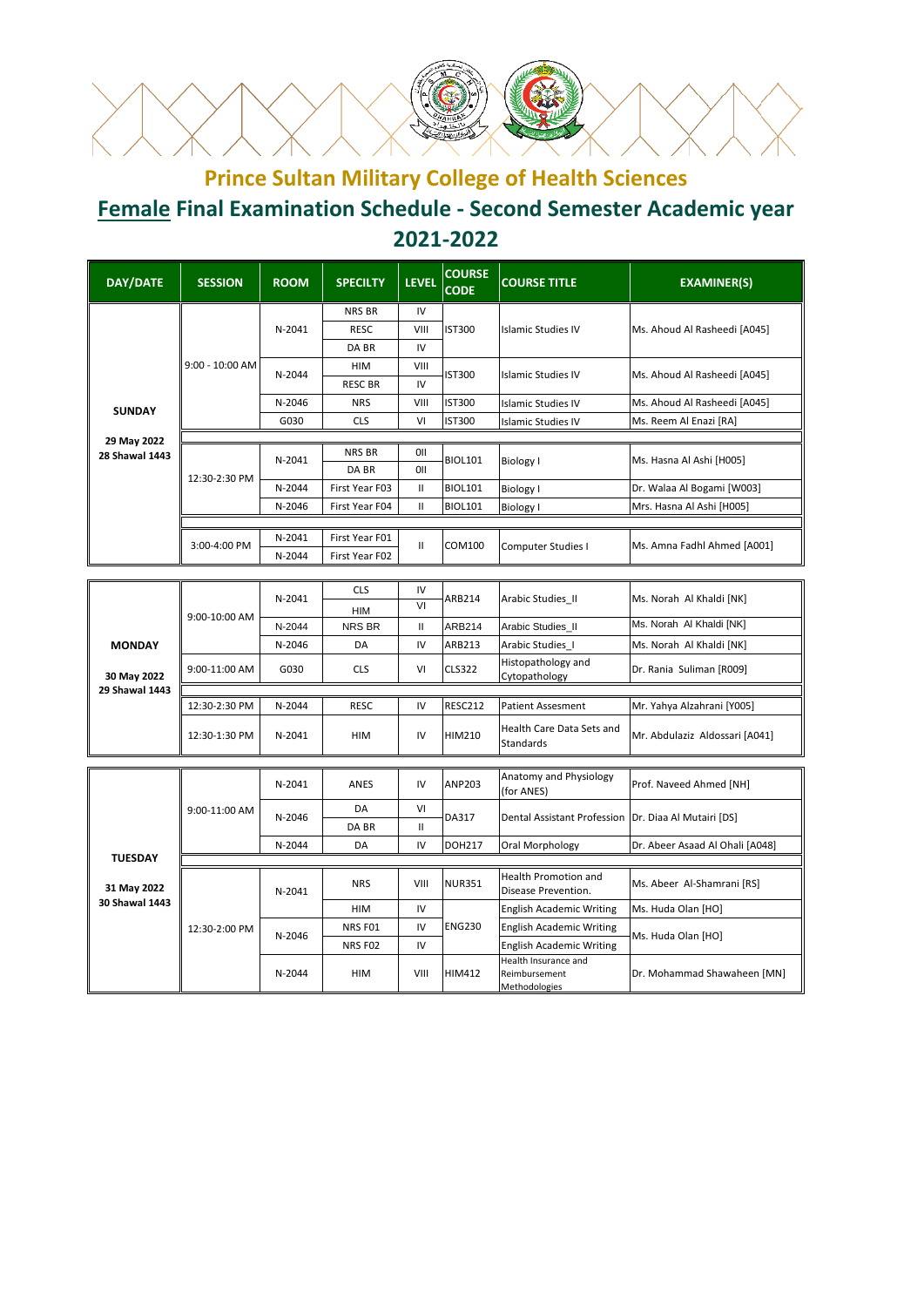# Prince Sultan Military College of Health Sciences

## Female Final Examination Schedule - Second Semester Academic year 2021-2022

| DAY/DATE | SESSION | ROOM | SPECILTY | LEVEL | COURSE CODE | COURSE TITLE | EXAMINER(S) |
|---|---|---|---|---|---|---|---|
| SUNDAY 29 May 2022 28 Shawal 1443 | 9:00 - 10:00 AM | N-2041 | NRS BR | IV | IST300 | Islamic Studies IV | Ms. Ahoud Al Rasheedi [A045] |
| | | | RESC | VIII | | | |
| | | | DA BR | IV | | | |
| | | N-2044 | HIM | VIII | IST300 | Islamic Studies IV | Ms. Ahoud Al Rasheedi [A045] |
| | | | RESC BR | IV | | | |
| | | N-2046 | NRS | VIII | IST300 | Islamic Studies IV | Ms. Ahoud Al Rasheedi [A045] |
| | | G030 | CLS | VI | IST300 | Islamic Studies IV | Ms. Reem Al Enazi [RA] |
| | 12:30-2:30 PM | N-2041 | NRS BR | 0II | BIOL101 | Biology I | Ms. Hasna Al Ashi [H005] |
| | | | DA BR | 0II | | | |
| | | N-2044 | First Year F03 | II | BIOL101 | Biology I | Dr. Walaa Al Bogami [W003] |
| | | N-2046 | First Year F04 | II | BIOL101 | Biology I | Mrs. Hasna Al Ashi [H005] |
| | 3:00-4:00 PM | N-2041 | First Year F01 | II | COM100 | Computer Studies I | Ms. Amna Fadhl Ahmed [A001] |
| | | N-2044 | First Year F02 | | | | |
| MONDAY 30 May 2022 29 Shawal 1443 | 9:00-10:00 AM | N-2041 | CLS | IV | ARB214 | Arabic Studies_II | Ms. Norah Al Khaldi [NK] |
| | | | HIM | VI | | | |
| | | N-2044 | NRS BR | II | ARB214 | Arabic Studies_II | Ms. Norah Al Khaldi [NK] |
| | | N-2046 | DA | IV | ARB213 | Arabic Studies_I | Ms. Norah Al Khaldi [NK] |
| | 9:00-11:00 AM | G030 | CLS | VI | CLS322 | Histopathology and Cytopathology | Dr. Rania Suliman [R009] |
| | 12:30-2:30 PM | N-2044 | RESC | IV | RESC212 | Patient Assesment | Mr. Yahya Alzahrani [Y005] |
| | 12:30-1:30 PM | N-2041 | HIM | IV | HIM210 | Health Care Data Sets and Standards | Mr. Abdulaziz Aldossari [A041] |
| TUESDAY 31 May 2022 30 Shawal 1443 | 9:00-11:00 AM | N-2041 | ANES | IV | ANP203 | Anatomy and Physiology (for ANES) | Prof. Naveed Ahmed [NH] |
| | | N-2046 | DA | VI | DA317 | Dental Assistant Profession | Dr. Diaa Al Mutairi [DS] |
| | | | DA BR | II | | | |
| | | N-2044 | DA | IV | DOH217 | Oral Morphology | Dr. Abeer Asaad Al Ohali [A048] |
| | 12:30-2:00 PM | N-2041 | NRS | VIII | NUR351 | Health Promotion and Disease Prevention. | Ms. Abeer Al-Shamrani [RS] |
| | | | HIM | IV | ENG230 | English Academic Writing | Ms. Huda Olan [HO] |
| | | N-2046 | NRS F01 | IV | | English Academic Writing | Ms. Huda Olan [HO] |
| | | | NRS F02 | IV | | English Academic Writing | |
| | | N-2044 | HIM | VIII | HIM412 | Health Insurance and Reimbursement Methodologies | Dr. Mohammad Shawaheen [MN] |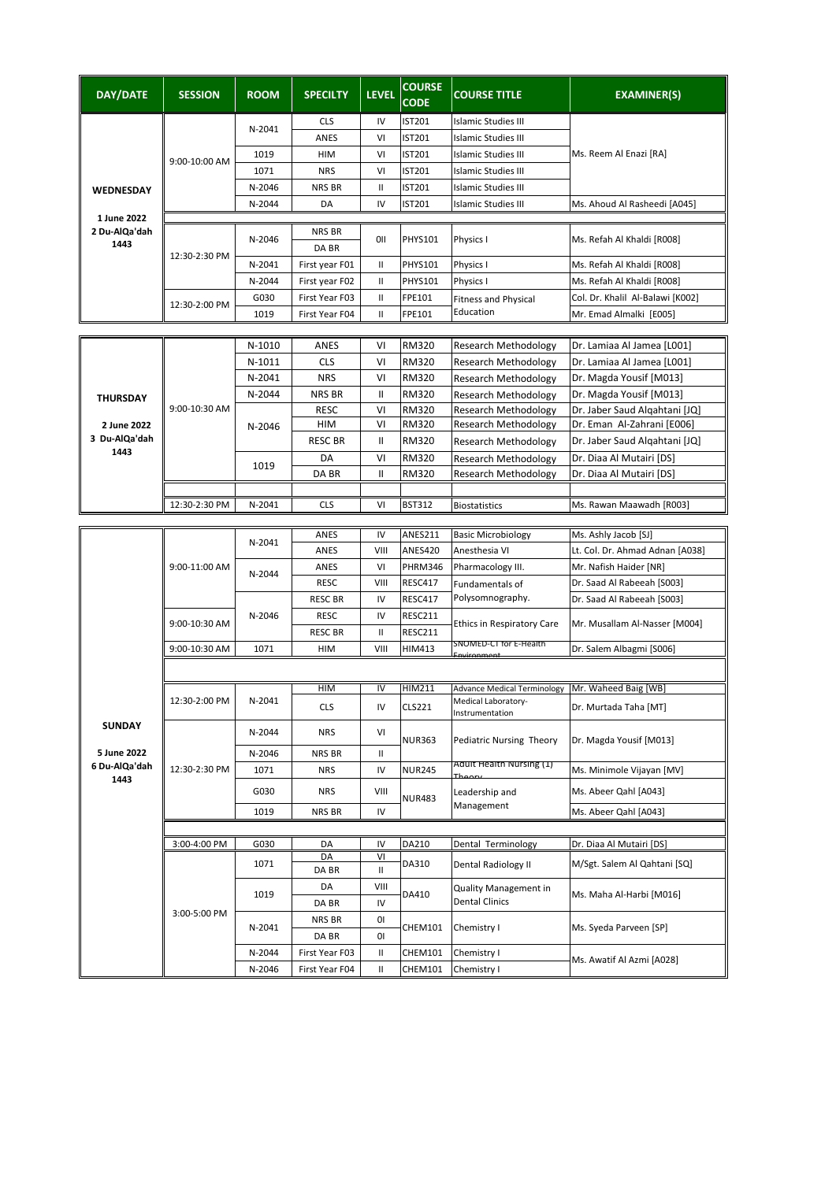| DAY/DATE | SESSION | ROOM | SPECILTY | LEVEL | COURSE CODE | COURSE TITLE | EXAMINER(S) |
|---|---|---|---|---|---|---|---|
| WEDNESDAY 1 June 2022 2 Du-AlQa'dah 1443 | 9:00-10:00 AM | N-2041 | CLS | IV | IST201 | Islamic Studies III | Ms. Reem Al Enazi [RA] |
| | | | ANES | VI | IST201 | Islamic Studies III | |
| | | 1019 | HIM | VI | IST201 | Islamic Studies III | |
| | | 1071 | NRS | VI | IST201 | Islamic Studies III | |
| | | N-2046 | NRS BR | II | IST201 | Islamic Studies III | |
| | | N-2044 | DA | IV | IST201 | Islamic Studies III | Ms. Ahoud Al Rasheedi [A045] |
| | 12:30-2:30 PM | N-2046 | NRS BR | 0II | PHYS101 | Physics I | Ms. Refah Al Khaldi [R008] |
| | | | DA BR | | | | |
| | | N-2041 | First year F01 | II | PHYS101 | Physics I | Ms. Refah Al Khaldi [R008] |
| | | N-2044 | First year F02 | II | PHYS101 | Physics I | Ms. Refah Al Khaldi [R008] |
| | 12:30-2:00 PM | G030 | First Year F03 | II | FPE101 | Fitness and Physical Education | Col. Dr. Khalil Al-Balawi [K002] |
| | | 1019 | First Year F04 | II | FPE101 | | Mr. Emad Almalki [E005] |

| DAY/DATE | SESSION | ROOM | SPECILTY | LEVEL | COURSE CODE | COURSE TITLE | EXAMINER(S) |
|---|---|---|---|---|---|---|---|
| THURSDAY 2 June 2022 3 Du-AlQa'dah 1443 | 9:00-10:30 AM | N-1010 | ANES | VI | RM320 | Research Methodology | Dr. Lamiaa Al Jamea [L001] |
| | | N-1011 | CLS | VI | RM320 | Research Methodology | Dr. Lamiaa Al Jamea [L001] |
| | | N-2041 | NRS | VI | RM320 | Research Methodology | Dr. Magda Yousif [M013] |
| | | N-2044 | NRS BR | II | RM320 | Research Methodology | Dr. Magda Yousif [M013] |
| | | N-2046 | RESC | VI | RM320 | Research Methodology | Dr. Jaber Saud Alqahtani [JQ] |
| | | | HIM | VI | RM320 | Research Methodology | Dr. Eman Al-Zahrani [E006] |
| | | | RESC BR | II | RM320 | Research Methodology | Dr. Jaber Saud Alqahtani [JQ] |
| | | 1019 | DA | VI | RM320 | Research Methodology | Dr. Diaa Al Mutairi [DS] |
| | | | DA BR | II | RM320 | Research Methodology | Dr. Diaa Al Mutairi [DS] |
| | 12:30-2:30 PM | N-2041 | CLS | VI | BST312 | Biostatistics | Ms. Rawan Maawadh [R003] |

| DAY/DATE | SESSION | ROOM | SPECILTY | LEVEL | COURSE CODE | COURSE TITLE | EXAMINER(S) |
|---|---|---|---|---|---|---|---|
| SUNDAY 5 June 2022 6 Du-AlQa'dah 1443 | 9:00-11:00 AM | N-2041 | ANES | IV | ANES211 | Basic Microbiology | Ms. Ashly Jacob [SJ] |
| | | | ANES | VIII | ANES420 | Anesthesia VI | Lt. Col. Dr. Ahmad Adnan [A038] |
| | | N-2044 | ANES | VI | PHRM346 | Pharmacology III. | Mr. Nafish Haider [NR] |
| | | | RESC | VIII | RESC417 | Fundamentals of Polysomnography. | Dr. Saad Al Rabeeah [S003] |
| | | N-2046 | RESC BR | IV | RESC417 | | Dr. Saad Al Rabeeah [S003] |
| | 9:00-10:30 AM | | RESC | IV | RESC211 | Ethics in Respiratory Care | Mr. Musallam Al-Nasser [M004] |
| | | | RESC BR | II | RESC211 | | |
| | 9:00-10:30 AM | 1071 | HIM | VIII | HIM413 | SNOMED-CT for E-Health Environment | Dr. Salem Albagmi [S006] |
| | 12:30-2:00 PM | N-2041 | HIM | IV | HIM211 | Advance Medical Terminology | Mr. Waheed Baig [WB] |
| | | | CLS | IV | CLS221 | Medical Laboratory-Instrumentation | Dr. Murtada Taha [MT] |
| | 12:30-2:30 PM | N-2044 | NRS | VI | NUR363 | Pediatric Nursing Theory | Dr. Magda Yousif [M013] |
| | | N-2046 | NRS BR | II | | | |
| | | 1071 | NRS | IV | NUR245 | Adult Health Nursing (1) Theory | Ms. Minimole Vijayan [MV] |
| | | G030 | NRS | VIII | NUR483 | Leadership and Management | Ms. Abeer Qahl [A043] |
| | | 1019 | NRS BR | IV | | | Ms. Abeer Qahl [A043] |
| | 3:00-4:00 PM | G030 | DA | IV | DA210 | Dental Terminology | Dr. Diaa Al Mutairi [DS] |
| | 3:00-5:00 PM | 1071 | DA | VI | DA310 | Dental Radiology II | M/Sgt. Salem Al Qahtani [SQ] |
| | | | DA BR | II | | | |
| | | 1019 | DA | VIII | DA410 | Quality Management in Dental Clinics | Ms. Maha Al-Harbi [M016] |
| | | | DA BR | IV | | | |
| | | N-2041 | NRS BR | 0I | CHEM101 | Chemistry I | Ms. Syeda Parveen [SP] |
| | | | DA BR | 0I | | | |
| | | N-2044 | First Year F03 | II | CHEM101 | Chemistry I | Ms. Awatif Al Azmi [A028] |
| | | N-2046 | First Year F04 | II | CHEM101 | Chemistry I | |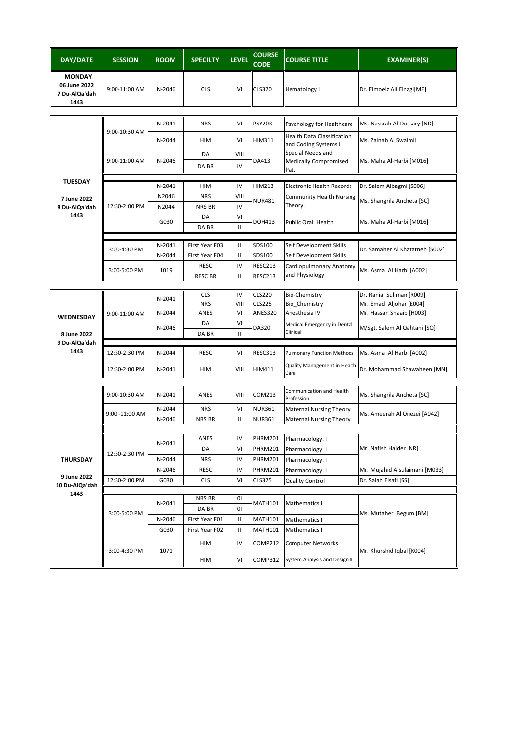| DAY/DATE | SESSION | ROOM | SPECILTY | LEVEL | COURSE CODE | COURSE TITLE | EXAMINER(S) |
|---|---|---|---|---|---|---|---|
| MONDAY 06 June 2022 7 Du-AlQa'dah 1443 | 9:00-11:00 AM | N-2046 | CLS | VI | CLS320 | Hematology I | Dr. Elmoeiz Ali Elnagi[ME] |

| DAY/DATE | SESSION | ROOM | SPECILTY | LEVEL | COURSE CODE | COURSE TITLE | EXAMINER(S) |
|---|---|---|---|---|---|---|---|
| TUESDAY 7 June 2022 8 Du-AlQa'dah 1443 | 9:00-10:30 AM | N-2041 | NRS | VI | PSY203 | Psychology for Healthcare | Ms. Nassrah Al-Dossary [ND] |
| | | N-2044 | HIM | VI | HIM311 | Health Data Classification and Coding Systems I | Ms. Zainab Al Swaimil |
| | 9:00-11:00 AM | N-2046 | DA | VIII | DA413 | Special Needs and Medically Compromised Pat. | Ms. Maha Al-Harbi [M016] |
| | | | DA BR | IV | | | |
| | 12:30-2:00 PM | N-2041 | HIM | IV | HIM213 | Electronic Health Records | Dr. Salem Albagmi [S006] |
| | | N2046 | NRS | VIII | NUR481 | Community Health Nursing Theory. | Ms. Shangrila Ancheta [SC] |
| | | N2044 | NRS BR | IV | | | |
| | | G030 | DA | VI | DOH413 | Public Oral Health | Ms. Maha Al-Harbi [M016] |
| | | | DA BR | II | | | |
| | 3:00-4:30 PM | N-2041 | First Year F03 | II | SDS100 | Self Development Skills | Dr. Samaher Al Khatatneh [S002] |
| | | N-2044 | First Year F04 | II | SDS100 | Self Development Skills | |
| | 3:00-5:00 PM | 1019 | RESC | IV | RESC213 | Cardiopulmonary Anatomy and Physiology | Ms. Asma Al Harbi [A002] |
| | | | RESC BR | II | RESC213 | | |

| DAY/DATE | SESSION | ROOM | SPECILTY | LEVEL | COURSE CODE | COURSE TITLE | EXAMINER(S) |
|---|---|---|---|---|---|---|---|
| WEDNESDAY 8 June 2022 9 Du-AlQa'dah 1443 | 9:00-11:00 AM | N-2041 | CLS | IV | CLS220 | Bio-Chemistry | Dr. Rania Suliman [R009] |
| | | | NRS | VIII | CLS225 | Bio_Chemistry | Mr. Emad Aljohar [E004] |
| | | N-2044 | ANES | VI | ANES320 | Anesthesia IV | Mr. Hassan Shaaib [H003] |
| | | N-2046 | DA | VI | DA320 | Medical Emergency in Dental Clinical | M/Sgt. Salem Al Qahtani [SQ] |
| | | | DA BR | II | | | |
| | 12:30-2:30 PM | N-2044 | RESC | VI | RESC313 | Pulmonary Function Methods | Ms. Asma Al Harbi [A002] |
| | 12:30-2:00 PM | N-2041 | HIM | VIII | HIM411 | Quality Management in Health Care | Dr. Mohammad Shawaheen [MN] |

| DAY/DATE | SESSION | ROOM | SPECILTY | LEVEL | COURSE CODE | COURSE TITLE | EXAMINER(S) |
|---|---|---|---|---|---|---|---|
| THURSDAY 9 June 2022 10 Du-AlQa'dah 1443 | 9:00-10:30 AM | N-2041 | ANES | VIII | COM213 | Communication and Health Profession | Ms. Shangrila Ancheta [SC] |
| | 9:00 -11:00 AM | N-2044 | NRS | VI | NUR361 | Maternal Nursing Theory. | Ms. Ameerah Al Onezei [A042] |
| | | N-2046 | NRS BR | II | NUR361 | Maternal Nursing Theory. | |
| | 12:30-2:30 PM | N-2041 | ANES | IV | PHRM201 | Pharmacology. I | Mr. Nafish Haider [NR] |
| | | | DA | VI | PHRM201 | Pharmacology. I | |
| | | N-2044 | NRS | IV | PHRM201 | Pharmacology. I | |
| | | N-2046 | RESC | IV | PHRM201 | Pharmacology. I | Mr. Mujahid Alsulaimani [M033] |
| | 12:30-2:00 PM | G030 | CLS | VI | CLS325 | Quality Control | Dr. Salah Elsafi [SS] |
| | 3:00-5:00 PM | N-2041 | NRS BR | 0I | MATH101 | Mathematics I | Ms. Mutaher Begum [BM] |
| | | | DA BR | 0I | | | |
| | | N-2046 | First Year F01 | II | MATH101 | Mathematics I | |
| | | G030 | First Year F02 | II | MATH101 | Mathematics I | |
| | 3:00-4:30 PM | 1071 | HIM | IV | COMP212 | Computer Networks | Mr. Khurshid Iqbal [K004] |
| | | | HIM | VI | COMP312 | System Analysis and Design II | |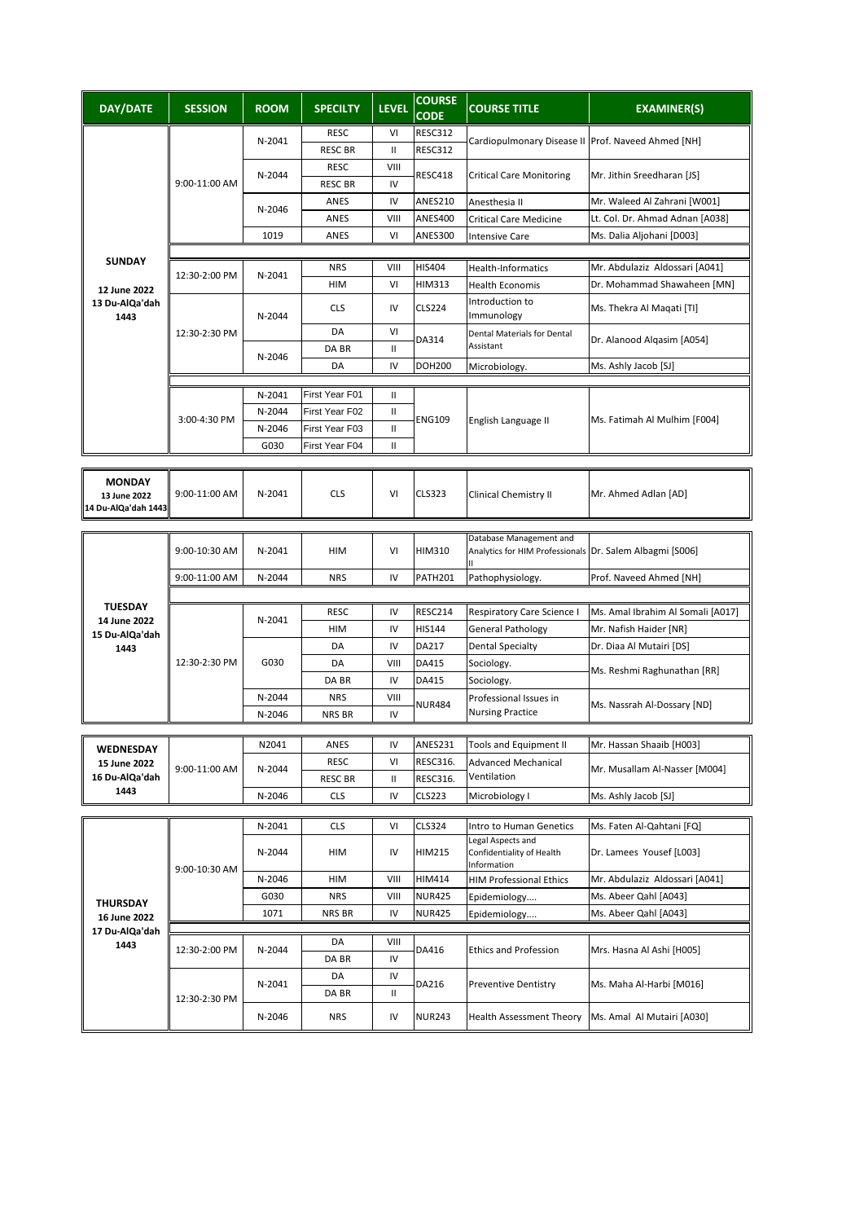| DAY/DATE | SESSION | ROOM | SPECILTY | LEVEL | COURSE CODE | COURSE TITLE | EXAMINER(S) |
|---|---|---|---|---|---|---|---|
| SUNDAY 12 June 2022 13 Du-AlQa'dah 1443 | 9:00-11:00 AM | N-2041 | RESC | VI | RESC312 | Cardiopulmonary Disease II | Prof. Naveed Ahmed [NH] |
| | | | RESC BR | II | RESC312 | | |
| | | N-2044 | RESC | VIII | RESC418 | Critical Care Monitoring | Mr. Jithin Sreedharan [JS] |
| | | | RESC BR | IV | | | |
| | | N-2046 | ANES | IV | ANES210 | Anesthesia II | Mr. Waleed Al Zahrani [W001] |
| | | | ANES | VIII | ANES400 | Critical Care Medicine | Lt. Col. Dr. Ahmad Adnan [A038] |
| | | 1019 | ANES | VI | ANES300 | Intensive Care | Ms. Dalia Aljohani [D003] |
| | 12:30-2:00 PM | N-2041 | NRS | VIII | HIS404 | Health-Informatics | Mr. Abdulaziz Aldossari [A041] |
| | | | HIM | VI | HIM313 | Health Economis | Dr. Mohammad Shawaheen [MN] |
| | 12:30-2:30 PM | N-2044 | CLS | IV | CLS224 | Introduction to Immunology | Ms. Thekra Al Maqati [TI] |
| | | | DA | VI | DA314 | Dental Materials for Dental Assistant | Dr. Alanood Alqasim [A054] |
| | | N-2046 | DA BR | II | | | |
| | | | DA | IV | DOH200 | Microbiology. | Ms. Ashly Jacob [SJ] |
| | 3:00-4:30 PM | N-2041 | First Year F01 | II | ENG109 | English Language II | Ms. Fatimah Al Mulhim [F004] |
| | | N-2044 | First Year F02 | II | | | |
| | | N-2046 | First Year F03 | II | | | |
| | | G030 | First Year F04 | II | | | |
| MONDAY 13 June 2022 14 Du-AlQa'dah 1443 | 9:00-11:00 AM | N-2041 | CLS | VI | CLS323 | Clinical Chemistry II | Mr. Ahmed Adlan [AD] |
| TUESDAY 14 June 2022 15 Du-AlQa'dah 1443 | 9:00-10:30 AM | N-2041 | HIM | VI | HIM310 | Database Management and Analytics for HIM Professionals II | Dr. Salem Albagmi [S006] |
| | 9:00-11:00 AM | N-2044 | NRS | IV | PATH201 | Pathophysiology. | Prof. Naveed Ahmed [NH] |
| | 12:30-2:30 PM | N-2041 | RESC | IV | RESC214 | Respiratory Care Science I | Ms. Amal Ibrahim Al Somali [A017] |
| | | | HIM | IV | HIS144 | General Pathology | Mr. Nafish Haider [NR] |
| | | G030 | DA | IV | DA217 | Dental Specialty | Dr. Diaa Al Mutairi [DS] |
| | | | DA | VIII | DA415 | Sociology. | Ms. Reshmi Raghunathan [RR] |
| | | | DA BR | IV | DA415 | Sociology. | |
| | | N-2044 | NRS | VIII | NUR484 | Professional Issues in Nursing Practice | Ms. Nassrah Al-Dossary [ND] |
| | | N-2046 | NRS BR | IV | | | |
| WEDNESDAY 15 June 2022 16 Du-AlQa'dah 1443 | 9:00-11:00 AM | N2041 | ANES | IV | ANES231 | Tools and Equipment II | Mr. Hassan Shaaib [H003] |
| | | N-2044 | RESC | VI | RESC316. | Advanced Mechanical Ventilation | Mr. Musallam Al-Nasser [M004] |
| | | | RESC BR | II | RESC316. | | |
| | | N-2046 | CLS | IV | CLS223 | Microbiology I | Ms. Ashly Jacob [SJ] |
| THURSDAY 16 June 2022 17 Du-AlQa'dah 1443 | 9:00-10:30 AM | N-2041 | CLS | VI | CLS324 | Intro to Human Genetics | Ms. Faten Al-Qahtani [FQ] |
| | | N-2044 | HIM | IV | HIM215 | Legal Aspects and Confidentiality of Health Information | Dr. Lamees Yousef [L003] |
| | | N-2046 | HIM | VIII | HIM414 | HIM Professional Ethics | Mr. Abdulaziz Aldossari [A041] |
| | | G030 | NRS | VIII | NUR425 | Epidemiology.... | Ms. Abeer Qahl [A043] |
| | | 1071 | NRS BR | IV | NUR425 | Epidemiology.... | Ms. Abeer Qahl [A043] |
| | 12:30-2:00 PM | N-2044 | DA | VIII | DA416 | Ethics and Profession | Mrs. Hasna Al Ashi [H005] |
| | | | DA BR | IV | | | |
| | 12:30-2:30 PM | N-2041 | DA | IV | DA216 | Preventive Dentistry | Ms. Maha Al-Harbi [M016] |
| | | | DA BR | II | | | |
| | | N-2046 | NRS | IV | NUR243 | Health Assessment Theory | Ms. Amal Al Mutairi [A030] |